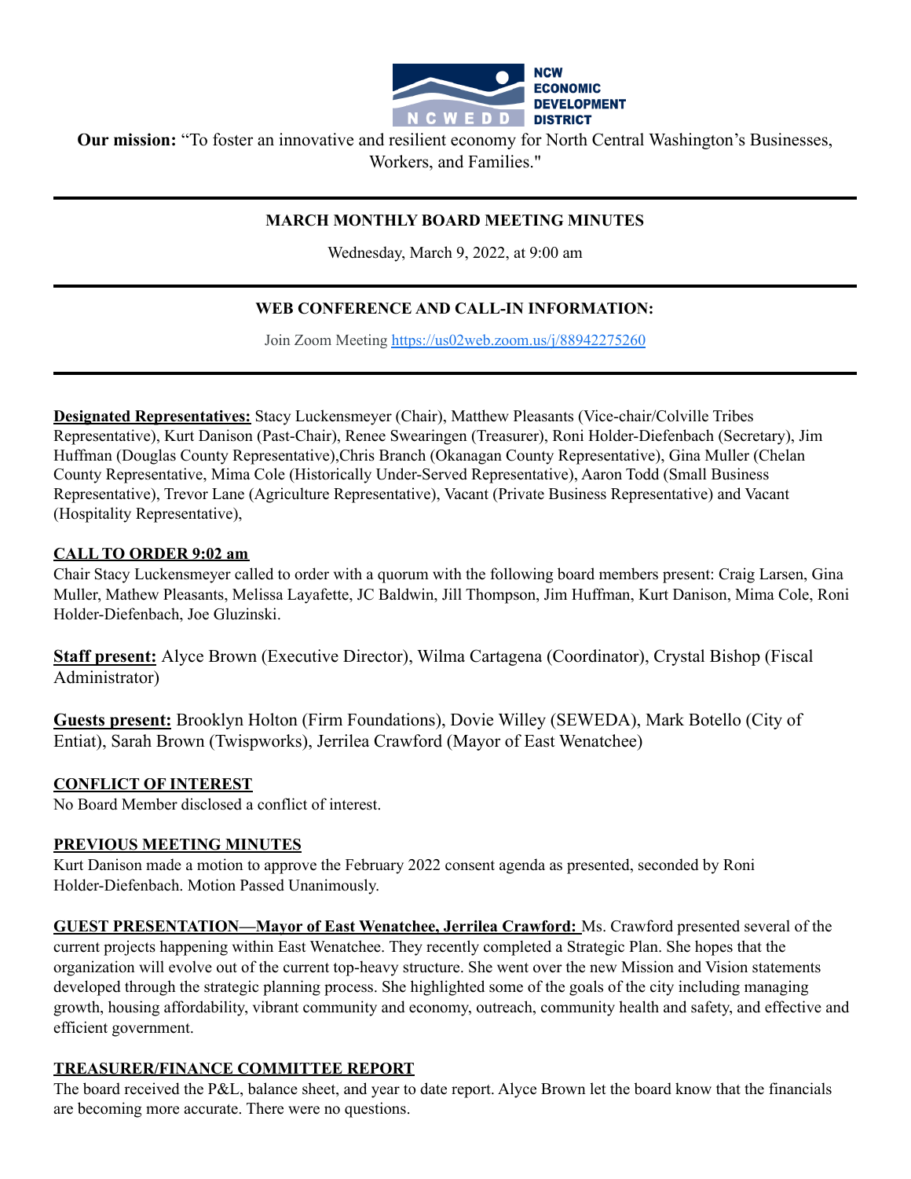NCW ECONOMIC DEVELOPMENT DISTRICT

**Our mission:** "To foster an innovative and resilient economy for North Central Washington's Businesses, Workers, and Families."

---

**MARCH MONTHLY BOARD MEETING MINUTES**

Wednesday, March 9, 2022, at 9:00 am

---

**WEB CONFERENCE AND CALL-IN INFORMATION:**

Join Zoom Meeting https://us02web.zoom.us/j/88942275260

---

**Designated Representatives:** Stacy Luckensmeyer (Chair), Matthew Pleasants (Vice-chair/Colville Tribes Representative), Kurt Danison (Past-Chair), Renee Swearingen (Treasurer), Roni Holder-Diefenbach (Secretary), Jim Huffman (Douglas County Representative),Chris Branch (Okanagan County Representative), Gina Muller (Chelan County Representative, Mima Cole (Historically Under-Served Representative), Aaron Todd (Small Business Representative), Trevor Lane (Agriculture Representative), Vacant (Private Business Representative) and Vacant (Hospitality Representative),

**CALL TO ORDER 9:02 am**

Chair Stacy Luckensmeyer called to order with a quorum with the following board members present: Craig Larsen, Gina Muller, Mathew Pleasants, Melissa Layafette, JC Baldwin, Jill Thompson, Jim Huffman, Kurt Danison, Mima Cole, Roni Holder-Diefenbach, Joe Gluzinski.

**Staff present:** Alyce Brown (Executive Director), Wilma Cartagena (Coordinator), Crystal Bishop (Fiscal Administrator)

**Guests present:** Brooklyn Holton (Firm Foundations), Dovie Willey (SEWEDA), Mark Botello (City of Entiat), Sarah Brown (Twispworks), Jerrilea Crawford (Mayor of East Wenatchee)

**CONFLICT OF INTEREST**

No Board Member disclosed a conflict of interest.

**PREVIOUS MEETING MINUTES**

Kurt Danison made a motion to approve the February 2022 consent agenda as presented, seconded by Roni Holder-Diefenbach. Motion Passed Unanimously.

**GUEST PRESENTATION—Mayor of East Wenatchee, Jerrilea Crawford:** Ms. Crawford presented several of the current projects happening within East Wenatchee. They recently completed a Strategic Plan. She hopes that the organization will evolve out of the current top-heavy structure. She went over the new Mission and Vision statements developed through the strategic planning process. She highlighted some of the goals of the city including managing growth, housing affordability, vibrant community and economy, outreach, community health and safety, and effective and efficient government.

**TREASURER/FINANCE COMMITTEE REPORT**

The board received the P&L, balance sheet, and year to date report. Alyce Brown let the board know that the financials are becoming more accurate. There were no questions.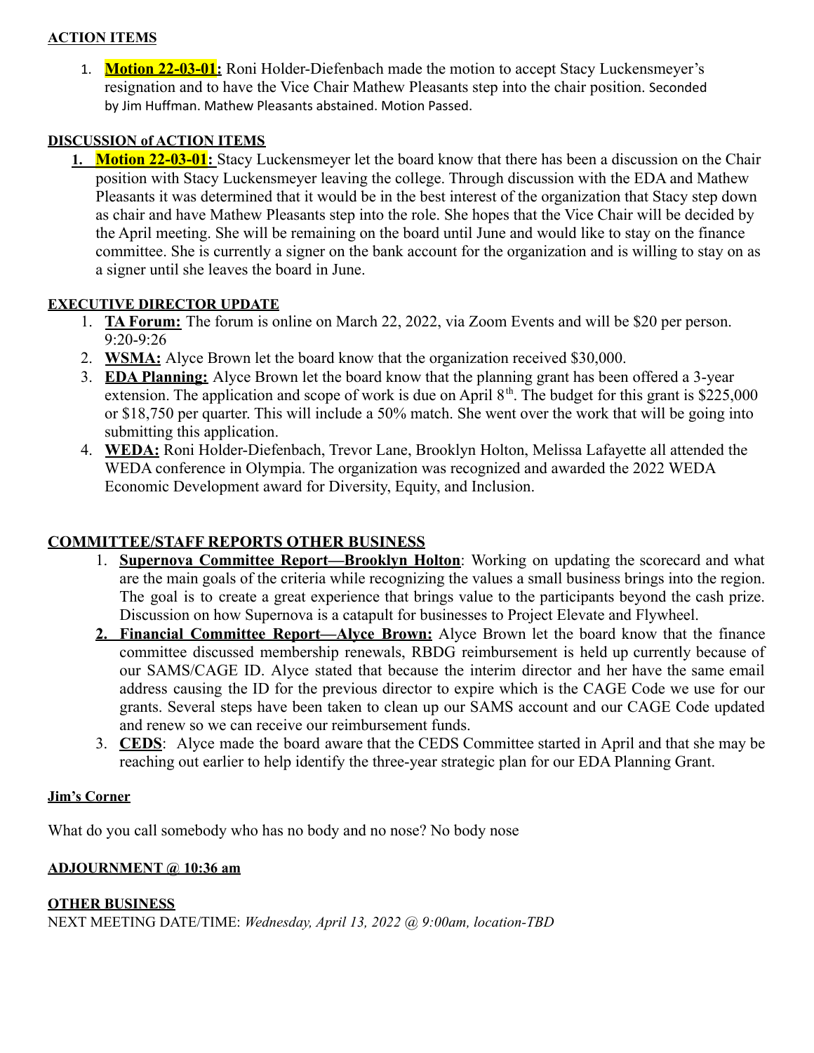**ACTION ITEMS**

1. **Motion 22-03-01:** Roni Holder-Diefenbach made the motion to accept Stacy Luckensmeyer's resignation and to have the Vice Chair Mathew Pleasants step into the chair position. Seconded by Jim Huffman. Mathew Pleasants abstained. Motion Passed.

**DISCUSSION of ACTION ITEMS**

1. **Motion 22-03-01:** Stacy Luckensmeyer let the board know that there has been a discussion on the Chair position with Stacy Luckensmeyer leaving the college. Through discussion with the EDA and Mathew Pleasants it was determined that it would be in the best interest of the organization that Stacy step down as chair and have Mathew Pleasants step into the role. She hopes that the Vice Chair will be decided by the April meeting. She will be remaining on the board until June and would like to stay on the finance committee. She is currently a signer on the bank account for the organization and is willing to stay on as a signer until she leaves the board in June.

**EXECUTIVE DIRECTOR UPDATE**

1. **TA Forum:** The forum is online on March 22, 2022, via Zoom Events and will be $20 per person. 9:20-9:26
2. **WSMA:** Alyce Brown let the board know that the organization received $30,000.
3. **EDA Planning:** Alyce Brown let the board know that the planning grant has been offered a 3-year extension. The application and scope of work is due on April 8th. The budget for this grant is $225,000 or $18,750 per quarter. This will include a 50% match. She went over the work that will be going into submitting this application.
4. **WEDA:** Roni Holder-Diefenbach, Trevor Lane, Brooklyn Holton, Melissa Lafayette all attended the WEDA conference in Olympia. The organization was recognized and awarded the 2022 WEDA Economic Development award for Diversity, Equity, and Inclusion.

**COMMITTEE/STAFF REPORTS OTHER BUSINESS**

1. **Supernova Committee Report—Brooklyn Holton**: Working on updating the scorecard and what are the main goals of the criteria while recognizing the values a small business brings into the region. The goal is to create a great experience that brings value to the participants beyond the cash prize. Discussion on how Supernova is a catapult for businesses to Project Elevate and Flywheel.
2. **Financial Committee Report—Alyce Brown:** Alyce Brown let the board know that the finance committee discussed membership renewals, RBDG reimbursement is held up currently because of our SAMS/CAGE ID. Alyce stated that because the interim director and her have the same email address causing the ID for the previous director to expire which is the CAGE Code we use for our grants. Several steps have been taken to clean up our SAMS account and our CAGE Code updated and renew so we can receive our reimbursement funds.
3. **CEDS**: Alyce made the board aware that the CEDS Committee started in April and that she may be reaching out earlier to help identify the three-year strategic plan for our EDA Planning Grant.

**Jim's Corner**

What do you call somebody who has no body and no nose? No body nose

**ADJOURNMENT @ 10:36 am**

**OTHER BUSINESS**

NEXT MEETING DATE/TIME: *Wednesday, April 13, 2022 @ 9:00am, location-TBD*